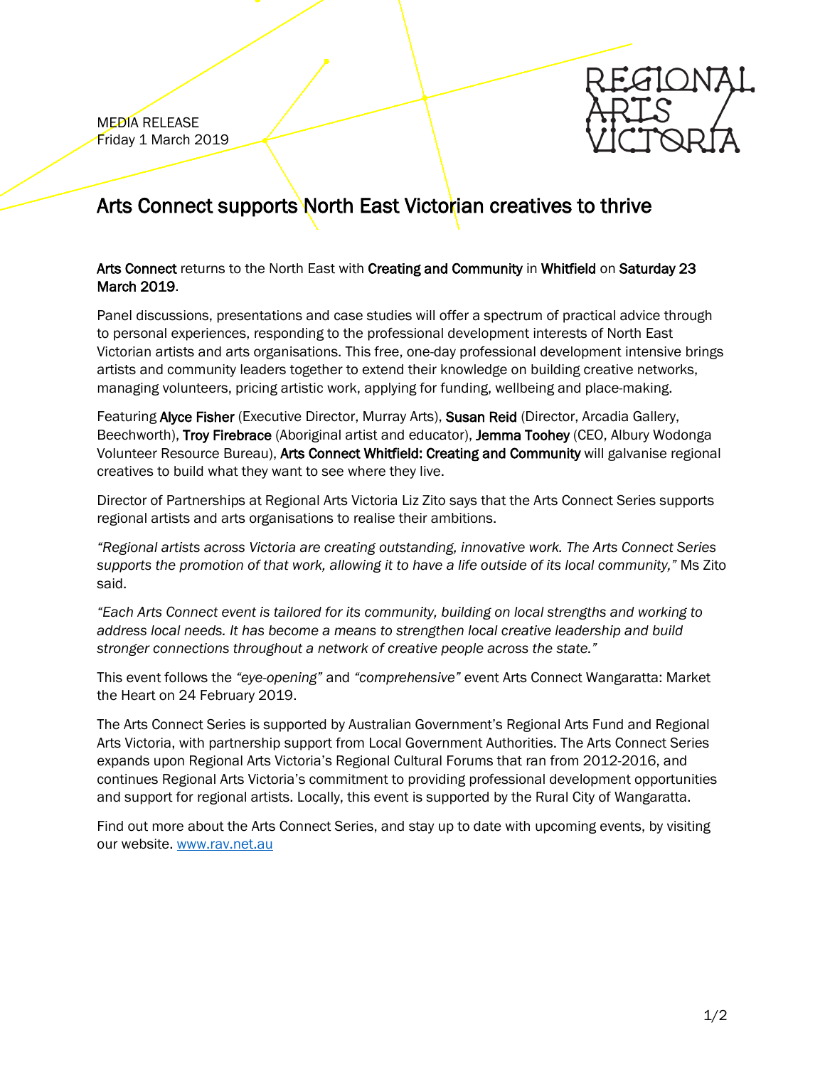MEDIA RELEASE
Friday 1 March 2019

# Arts Connect supports North East Victorian creatives to thrive

**Arts Connect** returns to the North East with **Creating and Community** in **Whitfield** on **Saturday 23 March 2019**.

Panel discussions, presentations and case studies will offer a spectrum of practical advice through to personal experiences, responding to the professional development interests of North East Victorian artists and arts organisations. This free, one-day professional development intensive brings artists and community leaders together to extend their knowledge on building creative networks, managing volunteers, pricing artistic work, applying for funding, wellbeing and place-making.

Featuring **Alyce Fisher** (Executive Director, Murray Arts), **Susan Reid** (Director, Arcadia Gallery, Beechworth), **Troy Firebrace** (Aboriginal artist and educator), **Jemma Toohey** (CEO, Albury Wodonga Volunteer Resource Bureau), **Arts Connect Whitfield: Creating and Community** will galvanise regional creatives to build what they want to see where they live.

Director of Partnerships at Regional Arts Victoria Liz Zito says that the Arts Connect Series supports regional artists and arts organisations to realise their ambitions.

*"Regional artists across Victoria are creating outstanding, innovative work. The Arts Connect Series supports the promotion of that work, allowing it to have a life outside of its local community,"* Ms Zito said.

*"Each Arts Connect event is tailored for its community, building on local strengths and working to address local needs. It has become a means to strengthen local creative leadership and build stronger connections throughout a network of creative people across the state."*

This event follows the *"eye-opening"* and *"comprehensive"* event Arts Connect Wangaratta: Market the Heart on 24 February 2019.

The Arts Connect Series is supported by Australian Government's Regional Arts Fund and Regional Arts Victoria, with partnership support from Local Government Authorities. The Arts Connect Series expands upon Regional Arts Victoria's Regional Cultural Forums that ran from 2012-2016, and continues Regional Arts Victoria's commitment to providing professional development opportunities and support for regional artists. Locally, this event is supported by the Rural City of Wangaratta.

Find out more about the Arts Connect Series, and stay up to date with upcoming events, by visiting our website. [www.rav.net.au](http://www.rav.net.au)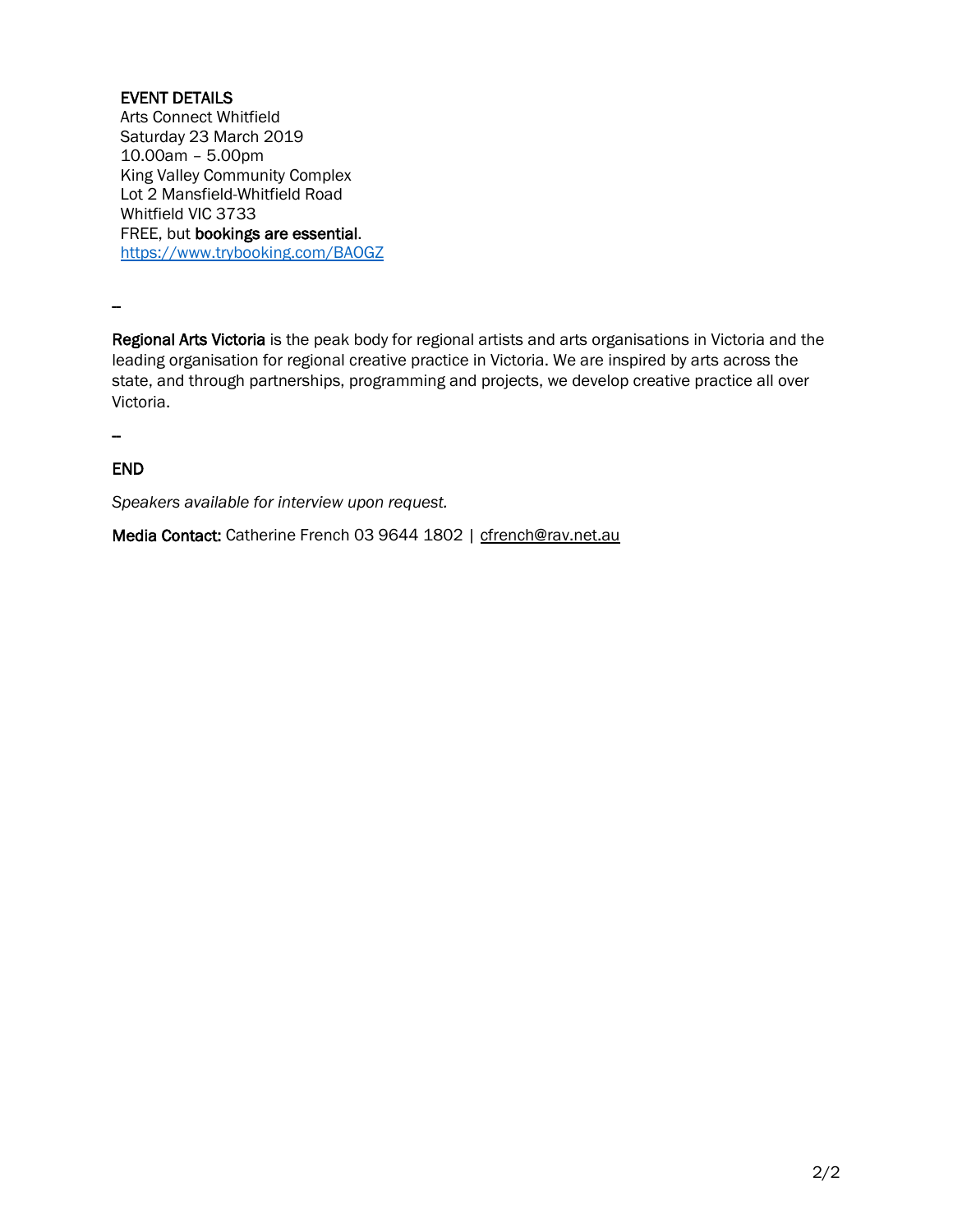**EVENT DETAILS**
Arts Connect Whitfield
Saturday 23 March 2019
10.00am – 5.00pm
King Valley Community Complex
Lot 2 Mansfield-Whitfield Road
Whitfield VIC 3733
FREE, but **bookings are essential**.
https://www.trybooking.com/BAOGZ

–

**Regional Arts Victoria** is the peak body for regional artists and arts organisations in Victoria and the leading organisation for regional creative practice in Victoria. We are inspired by arts across the state, and through partnerships, programming and projects, we develop creative practice all over Victoria.

–

**END**

*Speakers available for interview upon request.*

**Media Contact:** Catherine French 03 9644 1802 | cfrench@rav.net.au